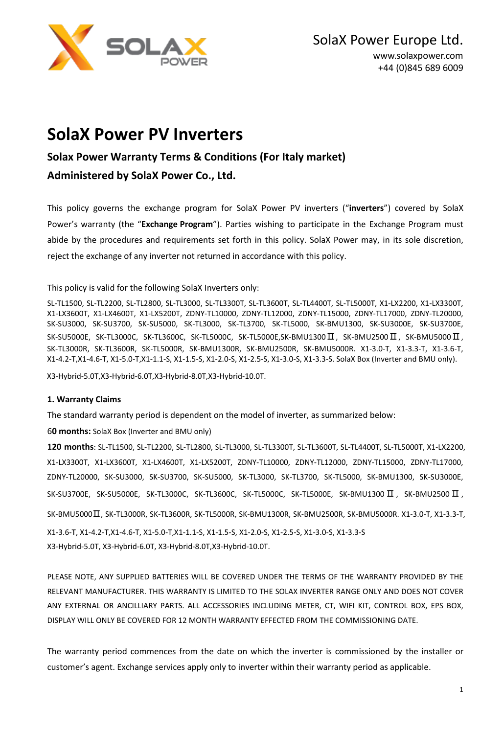SolaX Power Europe Ltd.

www.solaxpower.com

+44 (0)845 689 6009

# SolaX Power PV Inverters

## Solax Power Warranty Terms & Conditions (For Italy market)

## Administered by SolaX Power Co., Ltd.

This policy governs the exchange program for SolaX Power PV inverters (“**inverters**”) covered by SolaX Power’s warranty (the “**Exchange Program**”). Parties wishing to participate in the Exchange Program must abide by the procedures and requirements set forth in this policy. SolaX Power may, in its sole discretion, reject the exchange of any inverter not returned in accordance with this policy.

This policy is valid for the following SolaX Inverters only:

SL-TL1500, SL-TL2200, SL-TL2800, SL-TL3000, SL-TL3300T, SL-TL3600T, SL-TL4400T, SL-TL5000T, X1-LX2200, X1-LX3300T, X1-LX3600T, X1-LX4600T, X1-LX5200T, ZDNY-TL10000, ZDNY-TL12000, ZDNY-TL15000, ZDNY-TL17000, ZDNY-TL20000, SK-SU3000, SK-SU3700, SK-SU5000, SK-TL3000, SK-TL3700, SK-TL5000, SK-BMU1300, SK-SU3000E, SK-SU3700E, SK-SU5000E, SK-TL3000C, SK-TL3600C, SK-TL5000C, SK-TL5000E,SK-BMU1300Ⅱ, SK-BMU2500Ⅱ, SK-BMU5000Ⅱ, SK-TL3000R, SK-TL3600R, SK-TL5000R, SK-BMU1300R, SK-BMU2500R, SK-BMU5000R. X1-3.0-T, X1-3.3-T, X1-3.6-T, X1-4.2-T,X1-4.6-T, X1-5.0-T,X1-1.1-S, X1-1.5-S, X1-2.0-S, X1-2.5-S, X1-3.0-S, X1-3.3-S. SolaX Box (Inverter and BMU only).

X3-Hybrid-5.0T,X3-Hybrid-6.0T,X3-Hybrid-8.0T,X3-Hybrid-10.0T.

**1. Warranty Claims**

The standard warranty period is dependent on the model of inverter, as summarized below:

6**0 months:** SolaX Box (Inverter and BMU only)

**120 months**: SL-TL1500, SL-TL2200, SL-TL2800, SL-TL3000, SL-TL3300T, SL-TL3600T, SL-TL4400T, SL-TL5000T, X1-LX2200, X1-LX3300T, X1-LX3600T, X1-LX4600T, X1-LX5200T, ZDNY-TL10000, ZDNY-TL12000, ZDNY-TL15000, ZDNY-TL17000, ZDNY-TL20000, SK-SU3000, SK-SU3700, SK-SU5000, SK-TL3000, SK-TL3700, SK-TL5000, SK-BMU1300, SK-SU3000E, SK-SU3700E, SK-SU5000E, SK-TL3000C, SK-TL3600C, SK-TL5000C, SK-TL5000E, SK-BMU1300Ⅱ, SK-BMU2500Ⅱ, SK-BMU5000Ⅱ, SK-TL3000R, SK-TL3600R, SK-TL5000R, SK-BMU1300R, SK-BMU2500R, SK-BMU5000R. X1-3.0-T, X1-3.3-T, X1-3.6-T, X1-4.2-T,X1-4.6-T, X1-5.0-T,X1-1.1-S, X1-1.5-S, X1-2.0-S, X1-2.5-S, X1-3.0-S, X1-3.3-S X3-Hybrid-5.0T, X3-Hybrid-6.0T, X3-Hybrid-8.0T,X3-Hybrid-10.0T.

PLEASE NOTE, ANY SUPPLIED BATTERIES WILL BE COVERED UNDER THE TERMS OF THE WARRANTY PROVIDED BY THE RELEVANT MANUFACTURER. THIS WARRANTY IS LIMITED TO THE SOLAX INVERTER RANGE ONLY AND DOES NOT COVER ANY EXTERNAL OR ANCILLIARY PARTS. ALL ACCESSORIES INCLUDING METER, CT, WIFI KIT, CONTROL BOX, EPS BOX, DISPLAY WILL ONLY BE COVERED FOR 12 MONTH WARRANTY EFFECTED FROM THE COMMISSIONING DATE.

The warranty period commences from the date on which the inverter is commissioned by the installer or customer’s agent. Exchange services apply only to inverter within their warranty period as applicable.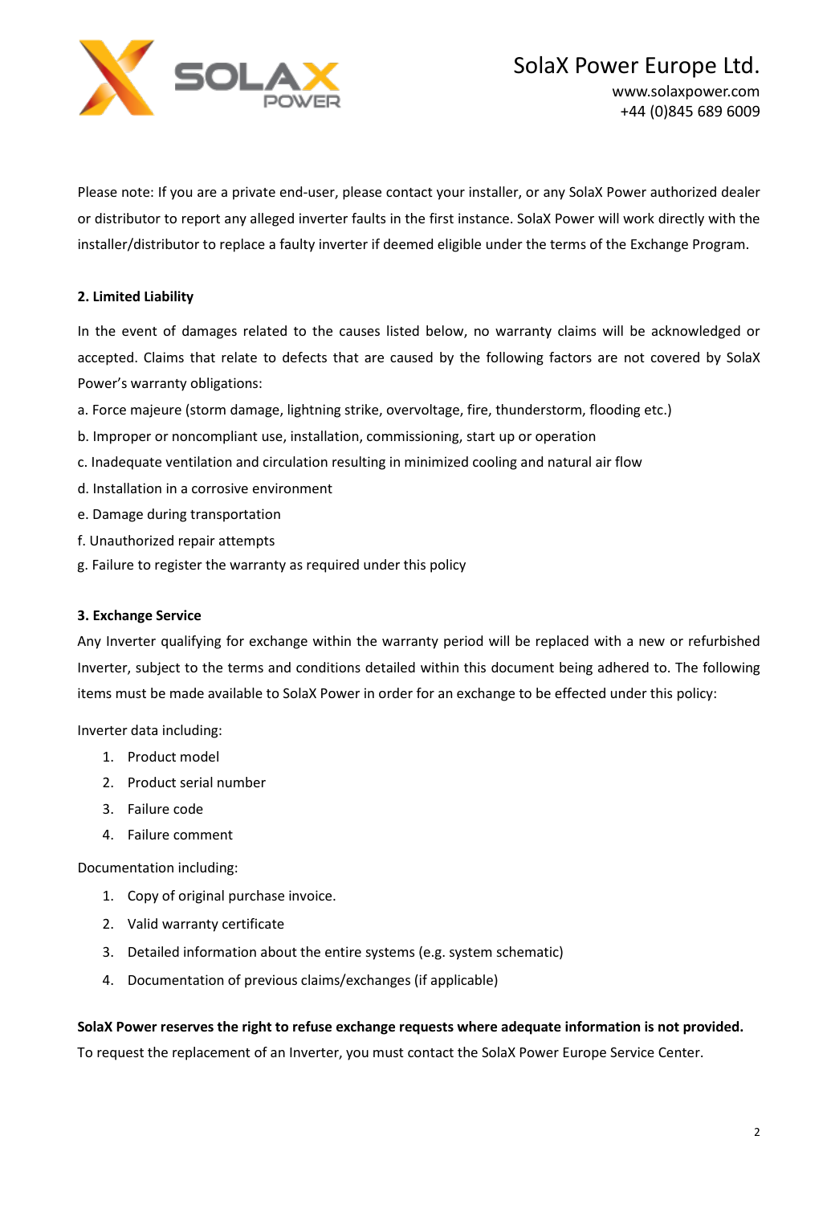Please note: If you are a private end-user, please contact your installer, or any SolaX Power authorized dealer or distributor to report any alleged inverter faults in the first instance. SolaX Power will work directly with the installer/distributor to replace a faulty inverter if deemed eligible under the terms of the Exchange Program.

**2. Limited Liability**

In the event of damages related to the causes listed below, no warranty claims will be acknowledged or accepted. Claims that relate to defects that are caused by the following factors are not covered by SolaX Power's warranty obligations:

a. Force majeure (storm damage, lightning strike, overvoltage, fire, thunderstorm, flooding etc.)

b. Improper or noncompliant use, installation, commissioning, start up or operation

c. Inadequate ventilation and circulation resulting in minimized cooling and natural air flow

d. Installation in a corrosive environment

e. Damage during transportation

f. Unauthorized repair attempts

g. Failure to register the warranty as required under this policy

**3. Exchange Service**

Any Inverter qualifying for exchange within the warranty period will be replaced with a new or refurbished Inverter, subject to the terms and conditions detailed within this document being adhered to. The following items must be made available to SolaX Power in order for an exchange to be effected under this policy:

Inverter data including:

1. Product model
2. Product serial number
3. Failure code
4. Failure comment

Documentation including:

1. Copy of original purchase invoice.
2. Valid warranty certificate
3. Detailed information about the entire systems (e.g. system schematic)
4. Documentation of previous claims/exchanges (if applicable)

**SolaX Power reserves the right to refuse exchange requests where adequate information is not provided.**

To request the replacement of an Inverter, you must contact the SolaX Power Europe Service Center.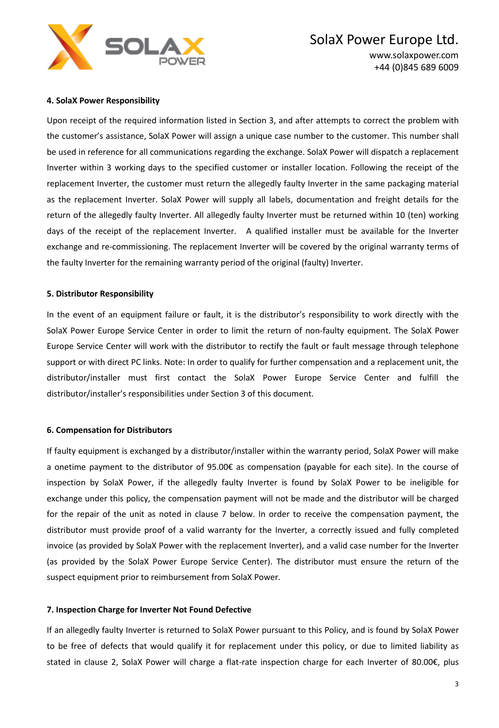**4. SolaX Power Responsibility**

Upon receipt of the required information listed in Section 3, and after attempts to correct the problem with the customer's assistance, SolaX Power will assign a unique case number to the customer. This number shall be used in reference for all communications regarding the exchange. SolaX Power will dispatch a replacement Inverter within 3 working days to the specified customer or installer location. Following the receipt of the replacement Inverter, the customer must return the allegedly faulty Inverter in the same packaging material as the replacement Inverter. SolaX Power will supply all labels, documentation and freight details for the return of the allegedly faulty Inverter. All allegedly faulty Inverter must be returned within 10 (ten) working days of the receipt of the replacement Inverter. A qualified installer must be available for the Inverter exchange and re-commissioning. The replacement Inverter will be covered by the original warranty terms of the faulty Inverter for the remaining warranty period of the original (faulty) Inverter.

**5. Distributor Responsibility**

In the event of an equipment failure or fault, it is the distributor's responsibility to work directly with the SolaX Power Europe Service Center in order to limit the return of non-faulty equipment. The SolaX Power Europe Service Center will work with the distributor to rectify the fault or fault message through telephone support or with direct PC links. Note: In order to qualify for further compensation and a replacement unit, the distributor/installer must first contact the SolaX Power Europe Service Center and fulfill the distributor/installer's responsibilities under Section 3 of this document.

**6. Compensation for Distributors**

If faulty equipment is exchanged by a distributor/installer within the warranty period, SolaX Power will make a onetime payment to the distributor of 95.00€ as compensation (payable for each site). In the course of inspection by SolaX Power, if the allegedly faulty Inverter is found by SolaX Power to be ineligible for exchange under this policy, the compensation payment will not be made and the distributor will be charged for the repair of the unit as noted in clause 7 below. In order to receive the compensation payment, the distributor must provide proof of a valid warranty for the Inverter, a correctly issued and fully completed invoice (as provided by SolaX Power with the replacement Inverter), and a valid case number for the Inverter (as provided by the SolaX Power Europe Service Center). The distributor must ensure the return of the suspect equipment prior to reimbursement from SolaX Power.

**7. Inspection Charge for Inverter Not Found Defective**

If an allegedly faulty Inverter is returned to SolaX Power pursuant to this Policy, and is found by SolaX Power to be free of defects that would qualify it for replacement under this policy, or due to limited liability as stated in clause 2, SolaX Power will charge a flat-rate inspection charge for each Inverter of 80.00€, plus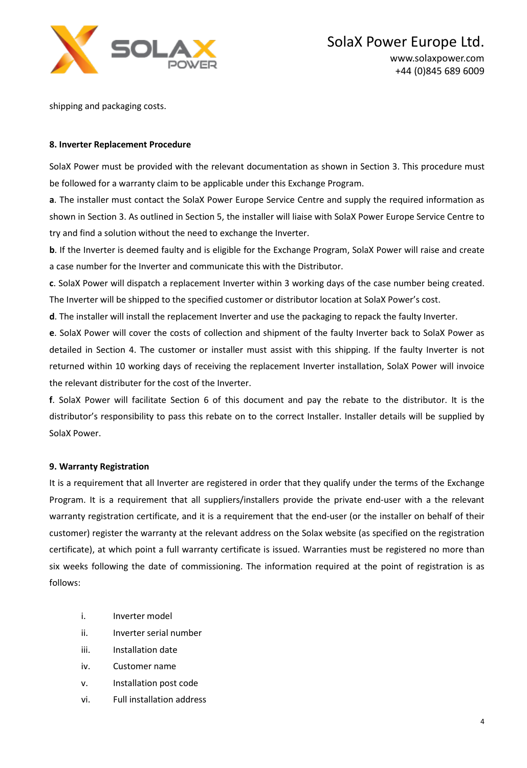shipping and packaging costs.

**8. Inverter Replacement Procedure**

SolaX Power must be provided with the relevant documentation as shown in Section 3. This procedure must be followed for a warranty claim to be applicable under this Exchange Program.

**a**. The installer must contact the SolaX Power Europe Service Centre and supply the required information as shown in Section 3. As outlined in Section 5, the installer will liaise with SolaX Power Europe Service Centre to try and find a solution without the need to exchange the Inverter.

**b**. If the Inverter is deemed faulty and is eligible for the Exchange Program, SolaX Power will raise and create a case number for the Inverter and communicate this with the Distributor.

**c**. SolaX Power will dispatch a replacement Inverter within 3 working days of the case number being created. The Inverter will be shipped to the specified customer or distributor location at SolaX Power's cost.

**d**. The installer will install the replacement Inverter and use the packaging to repack the faulty Inverter.

**e**. SolaX Power will cover the costs of collection and shipment of the faulty Inverter back to SolaX Power as detailed in Section 4. The customer or installer must assist with this shipping. If the faulty Inverter is not returned within 10 working days of receiving the replacement Inverter installation, SolaX Power will invoice the relevant distributer for the cost of the Inverter.

**f**. SolaX Power will facilitate Section 6 of this document and pay the rebate to the distributor. It is the distributor's responsibility to pass this rebate on to the correct Installer. Installer details will be supplied by SolaX Power.

**9. Warranty Registration**

It is a requirement that all Inverter are registered in order that they qualify under the terms of the Exchange Program. It is a requirement that all suppliers/installers provide the private end-user with a the relevant warranty registration certificate, and it is a requirement that the end-user (or the installer on behalf of their customer) register the warranty at the relevant address on the Solax website (as specified on the registration certificate), at which point a full warranty certificate is issued. Warranties must be registered no more than six weeks following the date of commissioning. The information required at the point of registration is as follows:

i. Inverter model
ii. Inverter serial number
iii. Installation date
iv. Customer name
v. Installation post code
vi. Full installation address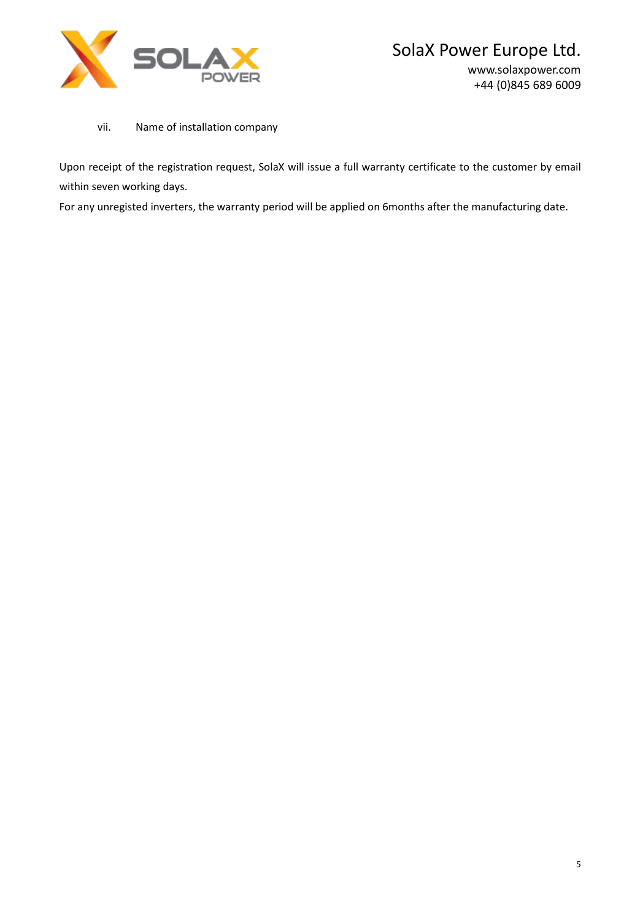vii. Name of installation company

Upon receipt of the registration request, SolaX will issue a full warranty certificate to the customer by email within seven working days.

For any unregisted inverters, the warranty period will be applied on 6months after the manufacturing date.